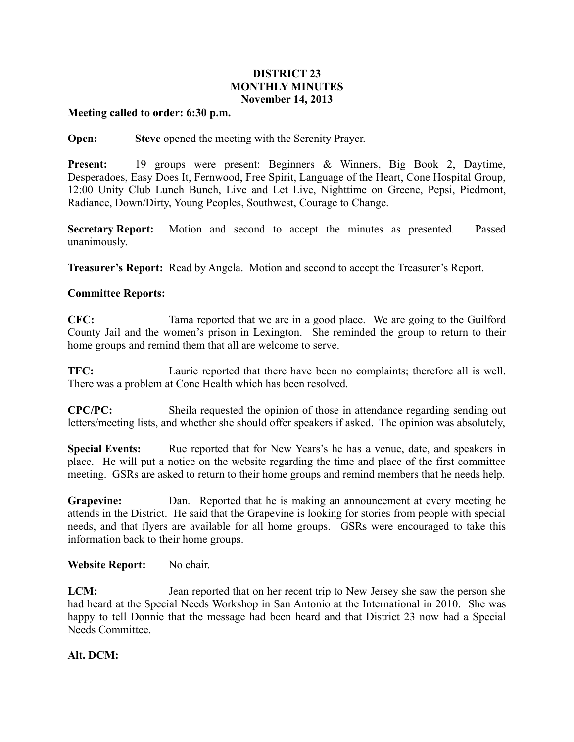# DISTRICT 23
# MONTHLY MINUTES
# November 14, 2013

**Meeting called to order: 6:30 p.m.**

**Open:** **Steve** opened the meeting with the Serenity Prayer.

**Present:** 19 groups were present: Beginners & Winners, Big Book 2, Daytime, Desperadoes, Easy Does It, Fernwood, Free Spirit, Language of the Heart, Cone Hospital Group, 12:00 Unity Club Lunch Bunch, Live and Let Live, Nighttime on Greene, Pepsi, Piedmont, Radiance, Down/Dirty, Young Peoples, Southwest, Courage to Change.

**Secretary Report:** Motion and second to accept the minutes as presented. Passed unanimously.

**Treasurer's Report:** Read by Angela. Motion and second to accept the Treasurer's Report.

**Committee Reports:**

**CFC:** Tama reported that we are in a good place. We are going to the Guilford County Jail and the women's prison in Lexington. She reminded the group to return to their home groups and remind them that all are welcome to serve.

**TFC:** Laurie reported that there have been no complaints; therefore all is well. There was a problem at Cone Health which has been resolved.

**CPC/PC:** Sheila requested the opinion of those in attendance regarding sending out letters/meeting lists, and whether she should offer speakers if asked. The opinion was absolutely,

**Special Events:** Rue reported that for New Years's he has a venue, date, and speakers in place. He will put a notice on the website regarding the time and place of the first committee meeting. GSRs are asked to return to their home groups and remind members that he needs help.

**Grapevine:** Dan. Reported that he is making an announcement at every meeting he attends in the District. He said that the Grapevine is looking for stories from people with special needs, and that flyers are available for all home groups. GSRs were encouraged to take this information back to their home groups.

**Website Report:** No chair.

**LCM:** Jean reported that on her recent trip to New Jersey she saw the person she had heard at the Special Needs Workshop in San Antonio at the International in 2010. She was happy to tell Donnie that the message had been heard and that District 23 now had a Special Needs Committee.

**Alt. DCM:**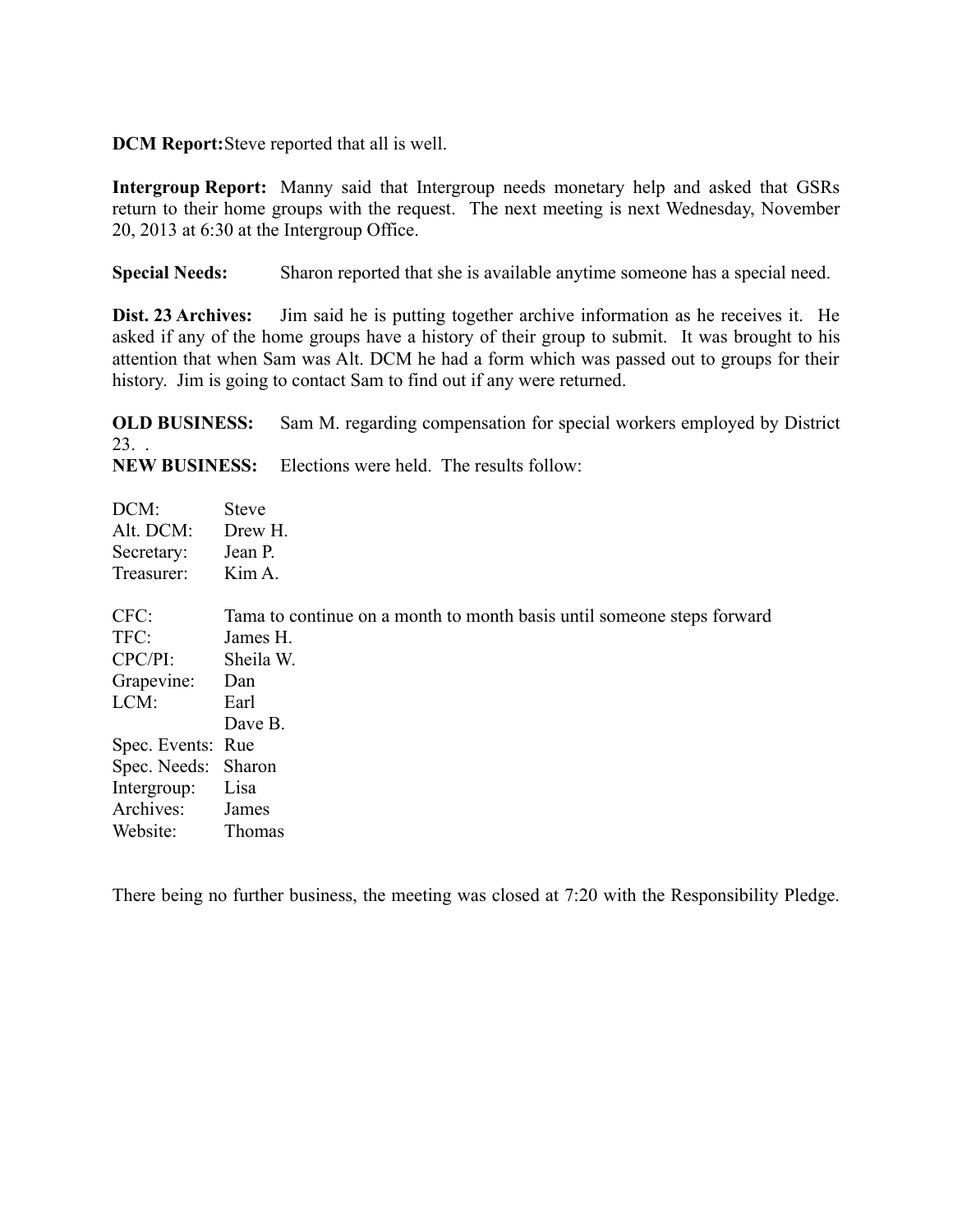**DCM Report:** Steve reported that all is well.

**Intergroup Report:** Manny said that Intergroup needs monetary help and asked that GSRs return to their home groups with the request. The next meeting is next Wednesday, November 20, 2013 at 6:30 at the Intergroup Office.

**Special Needs:** Sharon reported that she is available anytime someone has a special need.

**Dist. 23 Archives:** Jim said he is putting together archive information as he receives it. He asked if any of the home groups have a history of their group to submit. It was brought to his attention that when Sam was Alt. DCM he had a form which was passed out to groups for their history. Jim is going to contact Sam to find out if any were returned.

**OLD BUSINESS:** Sam M. regarding compensation for special workers employed by District 23. .

**NEW BUSINESS:** Elections were held. The results follow:

| | |
|---|---|
| DCM: | Steve |
| Alt. DCM: | Drew H. |
| Secretary: | Jean P. |
| Treasurer: | Kim A. |
| | |
| CFC: | Tama to continue on a month to month basis until someone steps forward |
| TFC: | James H. |
| CPC/PI: | Sheila W. |
| Grapevine: | Dan |
| LCM: | Earl |
| | Dave B. |
| Spec. Events: | Rue |
| Spec. Needs: | Sharon |
| Intergroup: | Lisa |
| Archives: | James |
| Website: | Thomas |

There being no further business, the meeting was closed at 7:20 with the Responsibility Pledge.